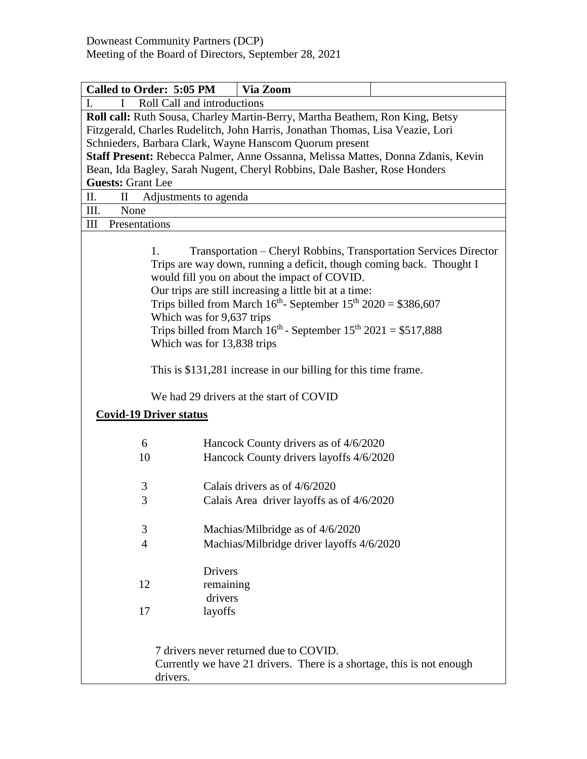Downeast Community Partners (DCP)
Meeting of the Board of Directors, September 28, 2021

| Called to Order: 5:05 PM | Via Zoom | |
|---|---|---|

I. I Roll Call and introductions

**Roll call:** Ruth Sousa, Charley Martin-Berry, Martha Beathem, Ron King, Betsy Fitzgerald, Charles Rudelitch, John Harris, Jonathan Thomas, Lisa Veazie, Lori Schnieders, Barbara Clark, Wayne Hanscom Quorum present

**Staff Present:** Rebecca Palmer, Anne Ossanna, Melissa Mattes, Donna Zdanis, Kevin Bean, Ida Bagley, Sarah Nugent, Cheryl Robbins, Dale Basher, Rose Honders

**Guests:** Grant Lee

II. II Adjustments to agenda

III. None

III Presentations

1. Transportation – Cheryl Robbins, Transportation Services Director

Trips are way down, running a deficit, though coming back. Thought I would fill you on about the impact of COVID.

Our trips are still increasing a little bit at a time:

Trips billed from March 16th- September 15th 2020 = $386,607
Which was for 9,637 trips

Trips billed from March 16th - September 15th 2021 = $517,888
Which was for 13,838 trips

This is $131,281 increase in our billing for this time frame.

We had 29 drivers at the start of COVID

**Covid-19 Driver status**

| | |
|---|---|
| 6 | Hancock County drivers as of 4/6/2020 |
| 10 | Hancock County drivers layoffs 4/6/2020 |
| 3 | Calais drivers as of 4/6/2020 |
| 3 | Calais Area driver layoffs as of 4/6/2020 |
| 3 | Machias/Milbridge as of 4/6/2020 |
| 4 | Machias/Milbridge driver layoffs 4/6/2020 |
| 12 | Drivers remaining |
| 17 | drivers layoffs |

7 drivers never returned due to COVID.
Currently we have 21 drivers. There is a shortage, this is not enough drivers.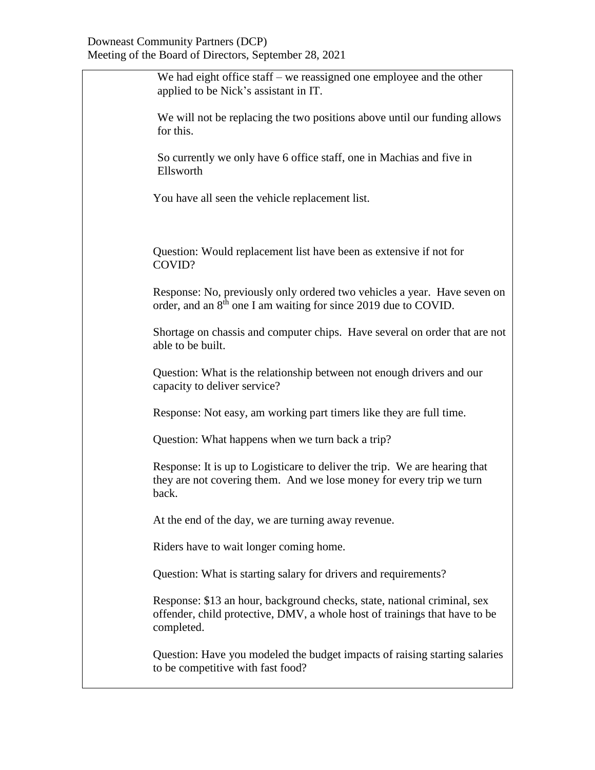We had eight office staff – we reassigned one employee and the other applied to be Nick's assistant in IT.

We will not be replacing the two positions above until our funding allows for this.

So currently we only have 6 office staff, one in Machias and five in Ellsworth

You have all seen the vehicle replacement list.

Question: Would replacement list have been as extensive if not for COVID?

Response: No, previously only ordered two vehicles a year. Have seven on order, and an 8th one I am waiting for since 2019 due to COVID.

Shortage on chassis and computer chips. Have several on order that are not able to be built.

Question: What is the relationship between not enough drivers and our capacity to deliver service?

Response: Not easy, am working part timers like they are full time.

Question: What happens when we turn back a trip?

Response: It is up to Logisticare to deliver the trip. We are hearing that they are not covering them. And we lose money for every trip we turn back.

At the end of the day, we are turning away revenue.

Riders have to wait longer coming home.

Question: What is starting salary for drivers and requirements?

Response: $13 an hour, background checks, state, national criminal, sex offender, child protective, DMV, a whole host of trainings that have to be completed.

Question: Have you modeled the budget impacts of raising starting salaries to be competitive with fast food?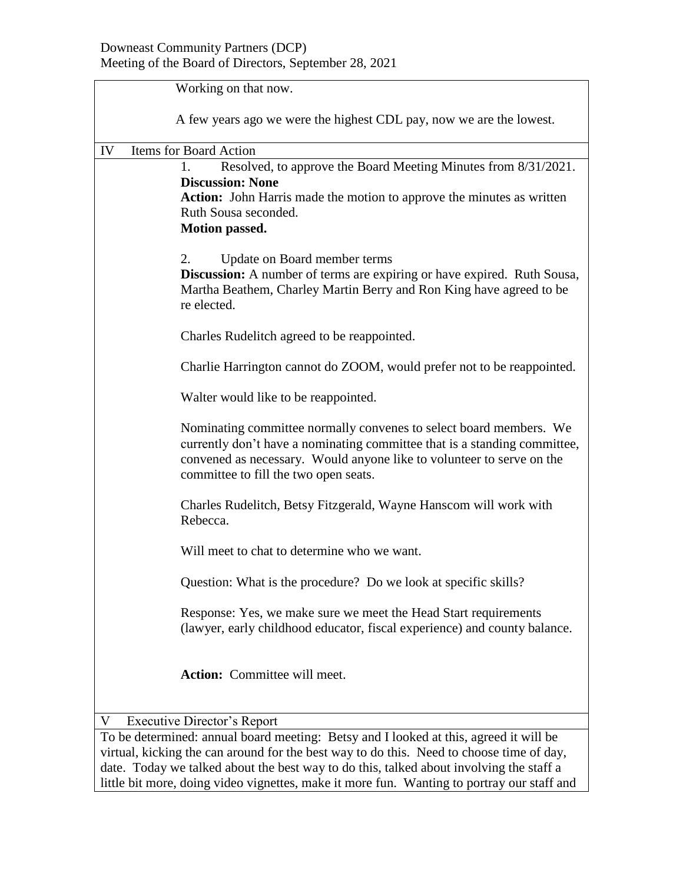Working on that now.

A few years ago we were the highest CDL pay, now we are the lowest.

IV Items for Board Action

1. Resolved, to approve the Board Meeting Minutes from 8/31/2021.

**Discussion: None**

**Action:** John Harris made the motion to approve the minutes as written Ruth Sousa seconded.

**Motion passed.**

2. Update on Board member terms

**Discussion:** A number of terms are expiring or have expired. Ruth Sousa, Martha Beathem, Charley Martin Berry and Ron King have agreed to be re elected.

Charles Rudelitch agreed to be reappointed.

Charlie Harrington cannot do ZOOM, would prefer not to be reappointed.

Walter would like to be reappointed.

Nominating committee normally convenes to select board members. We currently don't have a nominating committee that is a standing committee, convened as necessary. Would anyone like to volunteer to serve on the committee to fill the two open seats.

Charles Rudelitch, Betsy Fitzgerald, Wayne Hanscom will work with Rebecca.

Will meet to chat to determine who we want.

Question: What is the procedure? Do we look at specific skills?

Response: Yes, we make sure we meet the Head Start requirements (lawyer, early childhood educator, fiscal experience) and county balance.

**Action:** Committee will meet.

V Executive Director's Report

To be determined: annual board meeting: Betsy and I looked at this, agreed it will be virtual, kicking the can around for the best way to do this. Need to choose time of day, date. Today we talked about the best way to do this, talked about involving the staff a little bit more, doing video vignettes, make it more fun. Wanting to portray our staff and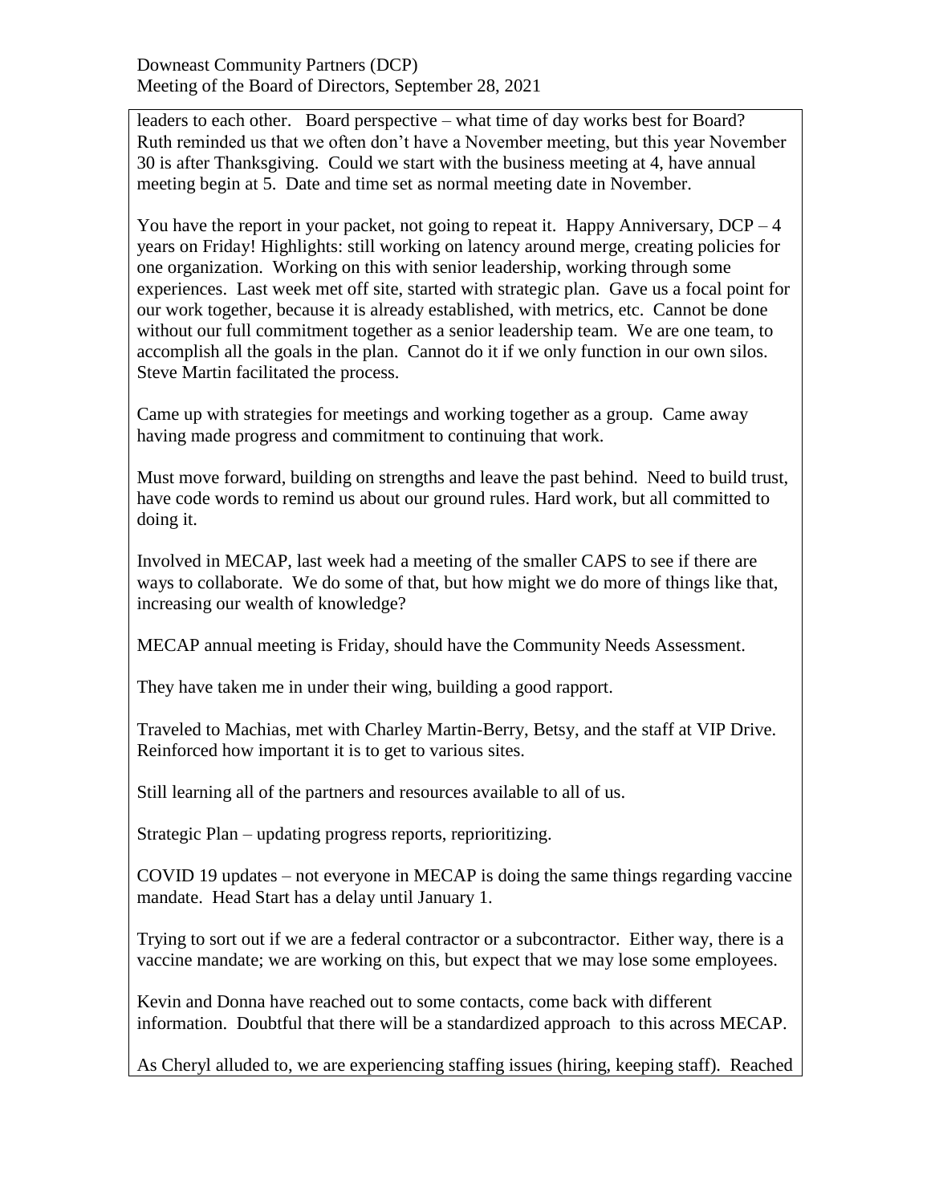leaders to each other. Board perspective – what time of day works best for Board? Ruth reminded us that we often don't have a November meeting, but this year November 30 is after Thanksgiving. Could we start with the business meeting at 4, have annual meeting begin at 5. Date and time set as normal meeting date in November.

You have the report in your packet, not going to repeat it. Happy Anniversary, DCP – 4 years on Friday! Highlights: still working on latency around merge, creating policies for one organization. Working on this with senior leadership, working through some experiences. Last week met off site, started with strategic plan. Gave us a focal point for our work together, because it is already established, with metrics, etc. Cannot be done without our full commitment together as a senior leadership team. We are one team, to accomplish all the goals in the plan. Cannot do it if we only function in our own silos. Steve Martin facilitated the process.

Came up with strategies for meetings and working together as a group. Came away having made progress and commitment to continuing that work.

Must move forward, building on strengths and leave the past behind. Need to build trust, have code words to remind us about our ground rules. Hard work, but all committed to doing it.

Involved in MECAP, last week had a meeting of the smaller CAPS to see if there are ways to collaborate. We do some of that, but how might we do more of things like that, increasing our wealth of knowledge?

MECAP annual meeting is Friday, should have the Community Needs Assessment.

They have taken me in under their wing, building a good rapport.

Traveled to Machias, met with Charley Martin-Berry, Betsy, and the staff at VIP Drive. Reinforced how important it is to get to various sites.

Still learning all of the partners and resources available to all of us.

Strategic Plan – updating progress reports, reprioritizing.

COVID 19 updates – not everyone in MECAP is doing the same things regarding vaccine mandate. Head Start has a delay until January 1.

Trying to sort out if we are a federal contractor or a subcontractor. Either way, there is a vaccine mandate; we are working on this, but expect that we may lose some employees.

Kevin and Donna have reached out to some contacts, come back with different information. Doubtful that there will be a standardized approach to this across MECAP.

As Cheryl alluded to, we are experiencing staffing issues (hiring, keeping staff). Reached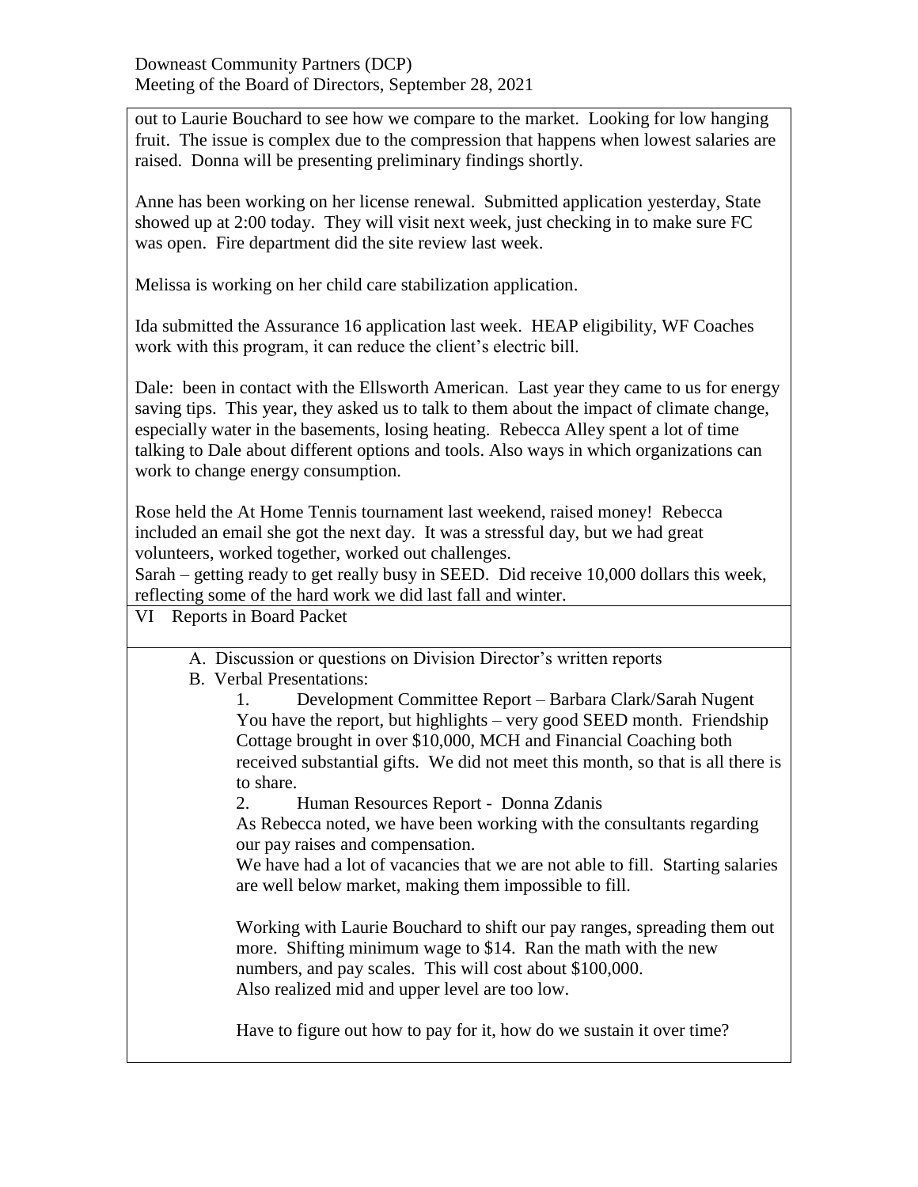out to Laurie Bouchard to see how we compare to the market. Looking for low hanging fruit. The issue is complex due to the compression that happens when lowest salaries are raised. Donna will be presenting preliminary findings shortly.

Anne has been working on her license renewal. Submitted application yesterday, State showed up at 2:00 today. They will visit next week, just checking in to make sure FC was open. Fire department did the site review last week.

Melissa is working on her child care stabilization application.

Ida submitted the Assurance 16 application last week. HEAP eligibility, WF Coaches work with this program, it can reduce the client's electric bill.

Dale: been in contact with the Ellsworth American. Last year they came to us for energy saving tips. This year, they asked us to talk to them about the impact of climate change, especially water in the basements, losing heating. Rebecca Alley spent a lot of time talking to Dale about different options and tools. Also ways in which organizations can work to change energy consumption.

Rose held the At Home Tennis tournament last weekend, raised money! Rebecca included an email she got the next day. It was a stressful day, but we had great volunteers, worked together, worked out challenges.

Sarah – getting ready to get really busy in SEED. Did receive 10,000 dollars this week, reflecting some of the hard work we did last fall and winter.

VI Reports in Board Packet

A. Discussion or questions on Division Director's written reports

B. Verbal Presentations:

1. Development Committee Report – Barbara Clark/Sarah Nugent

You have the report, but highlights – very good SEED month. Friendship Cottage brought in over $10,000, MCH and Financial Coaching both received substantial gifts. We did not meet this month, so that is all there is to share.

2. Human Resources Report - Donna Zdanis

As Rebecca noted, we have been working with the consultants regarding our pay raises and compensation.

We have had a lot of vacancies that we are not able to fill. Starting salaries are well below market, making them impossible to fill.

Working with Laurie Bouchard to shift our pay ranges, spreading them out more. Shifting minimum wage to $14. Ran the math with the new numbers, and pay scales. This will cost about $100,000.

Also realized mid and upper level are too low.

Have to figure out how to pay for it, how do we sustain it over time?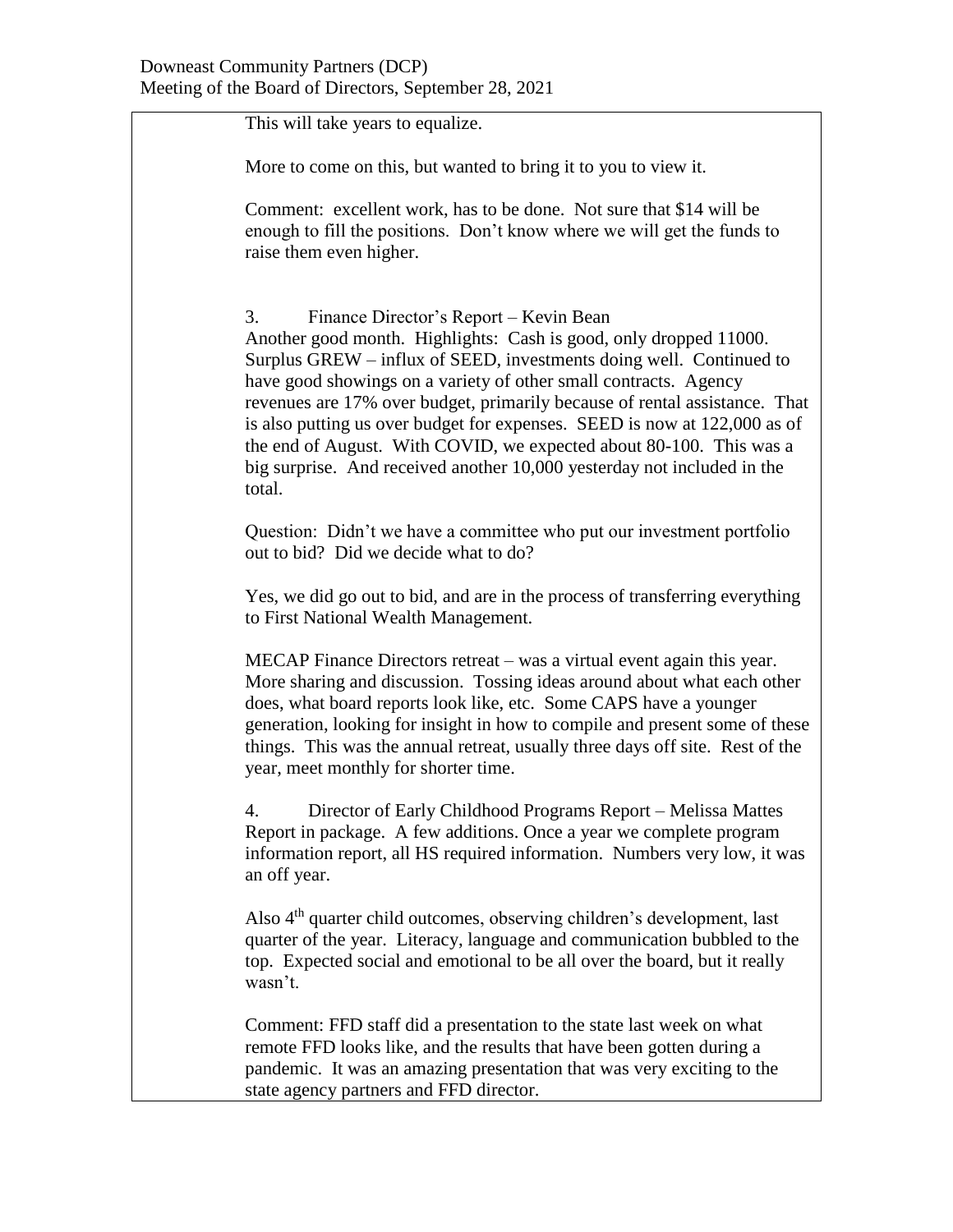This will take years to equalize.

More to come on this, but wanted to bring it to you to view it.

Comment: excellent work, has to be done. Not sure that $14 will be enough to fill the positions. Don't know where we will get the funds to raise them even higher.

3. Finance Director's Report – Kevin Bean
Another good month. Highlights: Cash is good, only dropped 11000. Surplus GREW – influx of SEED, investments doing well. Continued to have good showings on a variety of other small contracts. Agency revenues are 17% over budget, primarily because of rental assistance. That is also putting us over budget for expenses. SEED is now at 122,000 as of the end of August. With COVID, we expected about 80-100. This was a big surprise. And received another 10,000 yesterday not included in the total.

Question: Didn't we have a committee who put our investment portfolio out to bid? Did we decide what to do?

Yes, we did go out to bid, and are in the process of transferring everything to First National Wealth Management.

MECAP Finance Directors retreat – was a virtual event again this year. More sharing and discussion. Tossing ideas around about what each other does, what board reports look like, etc. Some CAPS have a younger generation, looking for insight in how to compile and present some of these things. This was the annual retreat, usually three days off site. Rest of the year, meet monthly for shorter time.

4. Director of Early Childhood Programs Report – Melissa Mattes
Report in package. A few additions. Once a year we complete program information report, all HS required information. Numbers very low, it was an off year.

Also 4th quarter child outcomes, observing children's development, last quarter of the year. Literacy, language and communication bubbled to the top. Expected social and emotional to be all over the board, but it really wasn't.

Comment: FFD staff did a presentation to the state last week on what remote FFD looks like, and the results that have been gotten during a pandemic. It was an amazing presentation that was very exciting to the state agency partners and FFD director.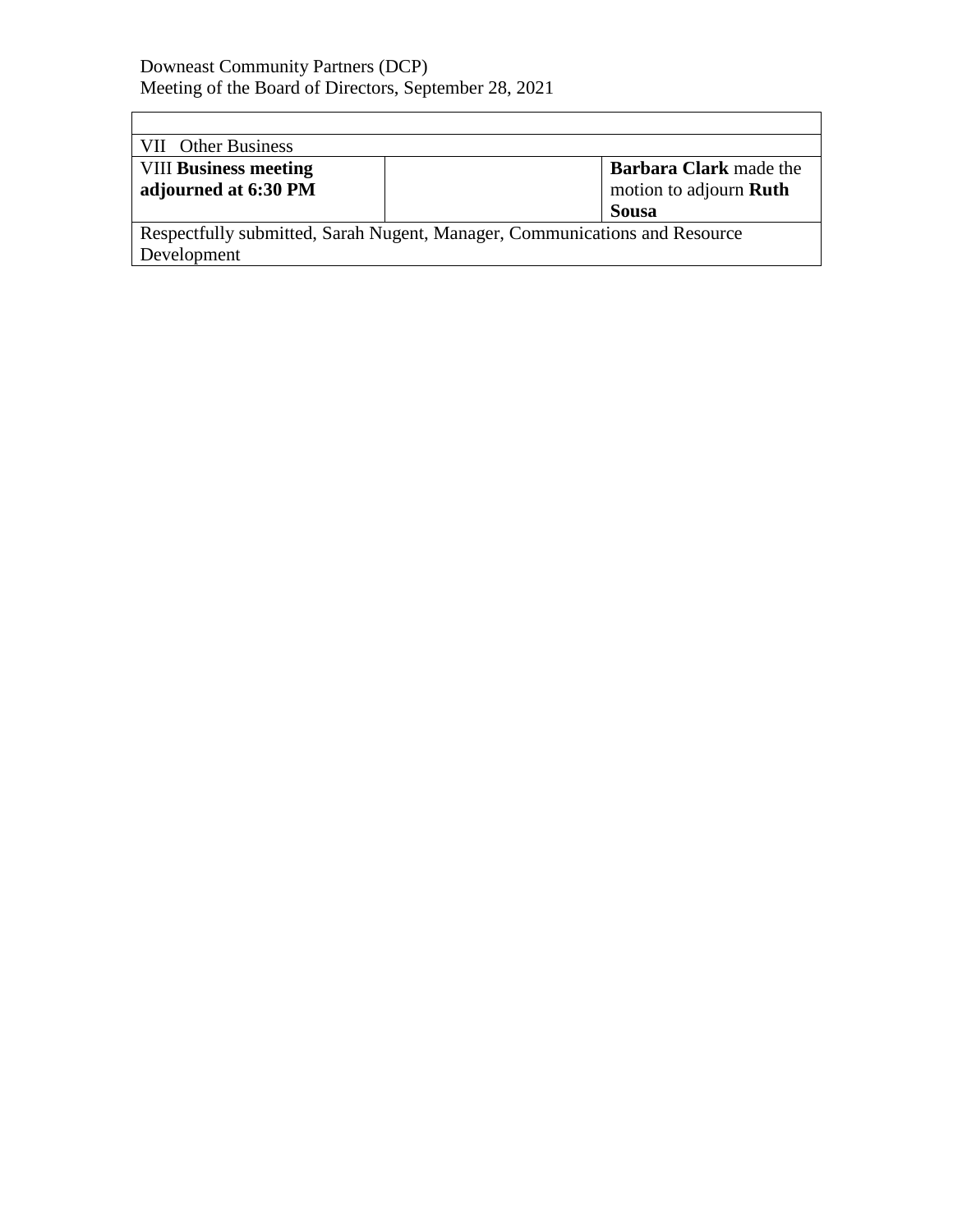Downeast Community Partners (DCP)
Meeting of the Board of Directors, September 28, 2021

| | | |
|---|---|---|
| VII Other Business | | |
| VIII **Business meeting adjourned at 6:30 PM** | | **Barbara Clark** made the motion to adjourn **Ruth Sousa** |
| Respectfully submitted, Sarah Nugent, Manager, Communications and Resource Development | | |